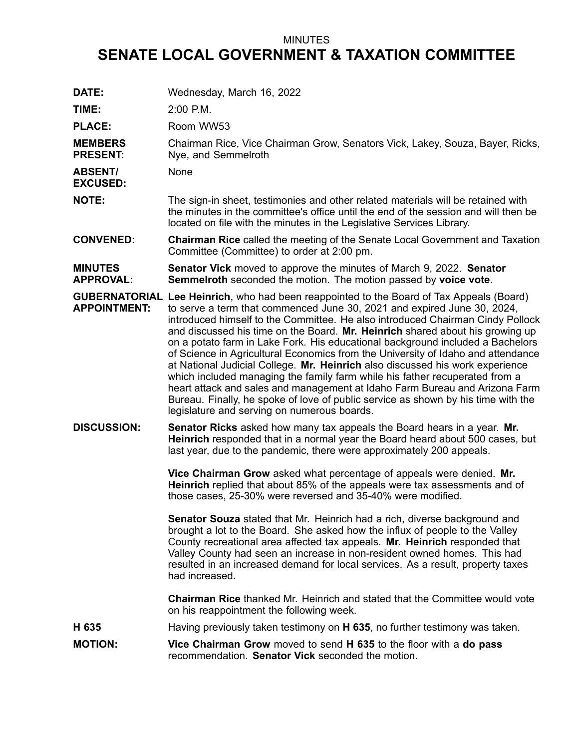MINUTES

# SENATE LOCAL GOVERNMENT & TAXATION COMMITTEE

**DATE:** Wednesday, March 16, 2022

**TIME:** 2:00 P.M.

**PLACE:** Room WW53

**MEMBERS PRESENT:** Chairman Rice, Vice Chairman Grow, Senators Vick, Lakey, Souza, Bayer, Ricks, Nye, and Semmelroth

**ABSENT/ EXCUSED:** None

**NOTE:** The sign-in sheet, testimonies and other related materials will be retained with the minutes in the committee's office until the end of the session and will then be located on file with the minutes in the Legislative Services Library.

**CONVENED:** **Chairman Rice** called the meeting of the Senate Local Government and Taxation Committee (Committee) to order at 2:00 pm.

**MINUTES APPROVAL:** **Senator Vick** moved to approve the minutes of March 9, 2022. **Senator Semmelroth** seconded the motion. The motion passed by **voice vote**.

**GUBERNATORIAL APPOINTMENT:** **Lee Heinrich**, who had been reappointed to the Board of Tax Appeals (Board) to serve a term that commenced June 30, 2021 and expired June 30, 2024, introduced himself to the Committee. He also introduced Chairman Cindy Pollock and discussed his time on the Board. **Mr. Heinrich** shared about his growing up on a potato farm in Lake Fork. His educational background included a Bachelors of Science in Agricultural Economics from the University of Idaho and attendance at National Judicial College. **Mr. Heinrich** also discussed his work experience which included managing the family farm while his father recuperated from a heart attack and sales and management at Idaho Farm Bureau and Arizona Farm Bureau. Finally, he spoke of love of public service as shown by his time with the legislature and serving on numerous boards.

**DISCUSSION:** **Senator Ricks** asked how many tax appeals the Board hears in a year. **Mr. Heinrich** responded that in a normal year the Board heard about 500 cases, but last year, due to the pandemic, there were approximately 200 appeals.

**Vice Chairman Grow** asked what percentage of appeals were denied. **Mr. Heinrich** replied that about 85% of the appeals were tax assessments and of those cases, 25-30% were reversed and 35-40% were modified.

**Senator Souza** stated that Mr. Heinrich had a rich, diverse background and brought a lot to the Board. She asked how the influx of people to the Valley County recreational area affected tax appeals. **Mr. Heinrich** responded that Valley County had seen an increase in non-resident owned homes. This had resulted in an increased demand for local services. As a result, property taxes had increased.

**Chairman Rice** thanked Mr. Heinrich and stated that the Committee would vote on his reappointment the following week.

**H 635** Having previously taken testimony on **H 635**, no further testimony was taken.

**MOTION:** **Vice Chairman Grow** moved to send **H 635** to the floor with a **do pass** recommendation. **Senator Vick** seconded the motion.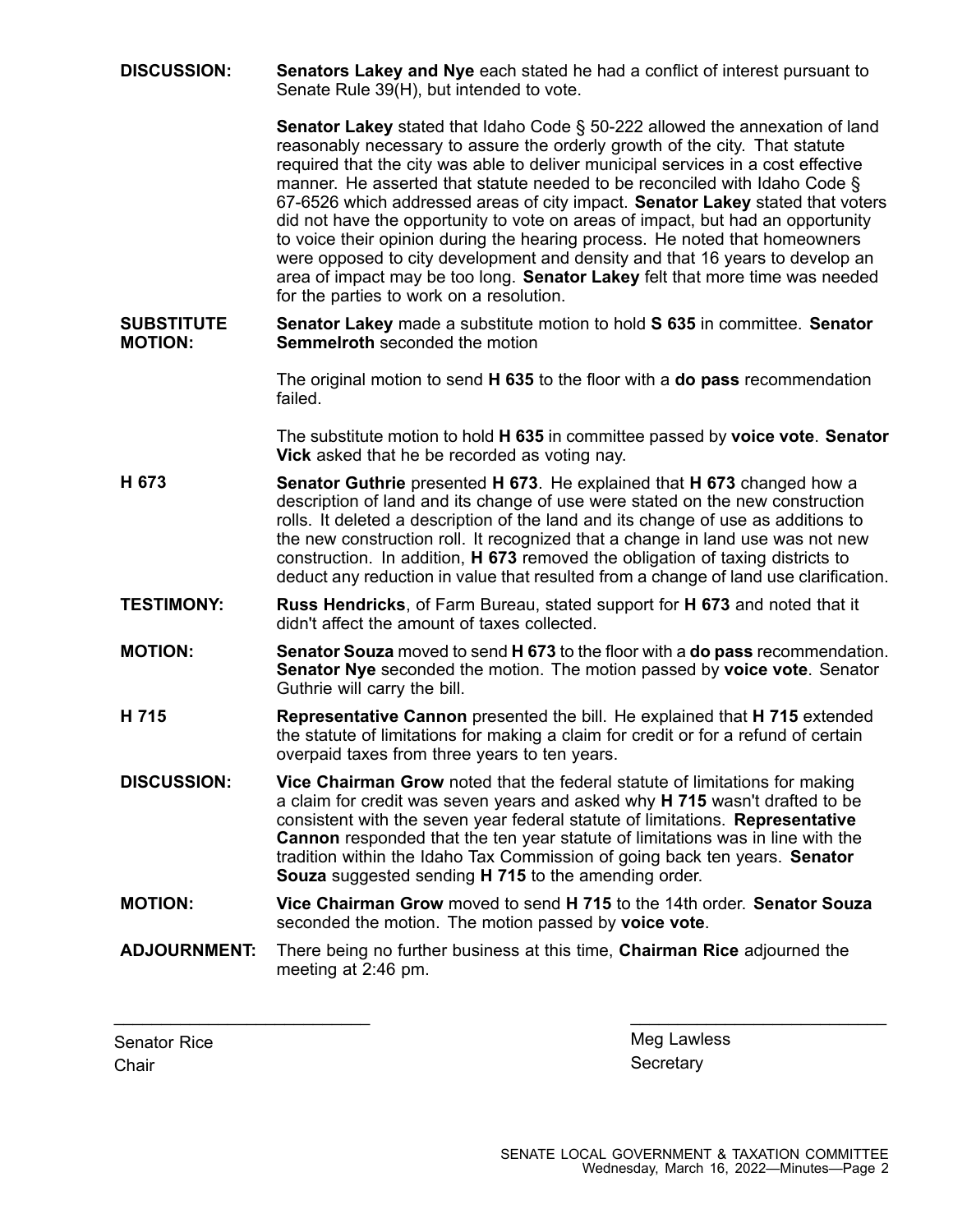**DISCUSSION:** **Senators Lakey and Nye** each stated he had a conflict of interest pursuant to Senate Rule 39(H), but intended to vote.

**Senator Lakey** stated that Idaho Code § 50-222 allowed the annexation of land reasonably necessary to assure the orderly growth of the city. That statute required that the city was able to deliver municipal services in a cost effective manner. He asserted that statute needed to be reconciled with Idaho Code § 67-6526 which addressed areas of city impact. **Senator Lakey** stated that voters did not have the opportunity to vote on areas of impact, but had an opportunity to voice their opinion during the hearing process. He noted that homeowners were opposed to city development and density and that 16 years to develop an area of impact may be too long. **Senator Lakey** felt that more time was needed for the parties to work on a resolution.

**SUBSTITUTE MOTION:** **Senator Lakey** made a substitute motion to hold **S 635** in committee. **Senator Semmelroth** seconded the motion

The original motion to send **H 635** to the floor with a **do pass** recommendation failed.

The substitute motion to hold **H 635** in committee passed by **voice vote**. **Senator Vick** asked that he be recorded as voting nay.

**H 673** **Senator Guthrie** presented **H 673**. He explained that **H 673** changed how a description of land and its change of use were stated on the new construction rolls. It deleted a description of the land and its change of use as additions to the new construction roll. It recognized that a change in land use was not new construction. In addition, **H 673** removed the obligation of taxing districts to deduct any reduction in value that resulted from a change of land use clarification.

**TESTIMONY:** **Russ Hendricks**, of Farm Bureau, stated support for **H 673** and noted that it didn't affect the amount of taxes collected.

**MOTION:** **Senator Souza** moved to send **H 673** to the floor with a **do pass** recommendation. **Senator Nye** seconded the motion. The motion passed by **voice vote**. Senator Guthrie will carry the bill.

**H 715** **Representative Cannon** presented the bill. He explained that **H 715** extended the statute of limitations for making a claim for credit or for a refund of certain overpaid taxes from three years to ten years.

**DISCUSSION:** **Vice Chairman Grow** noted that the federal statute of limitations for making a claim for credit was seven years and asked why **H 715** wasn't drafted to be consistent with the seven year federal statute of limitations. **Representative Cannon** responded that the ten year statute of limitations was in line with the tradition within the Idaho Tax Commission of going back ten years. **Senator Souza** suggested sending **H 715** to the amending order.

**MOTION:** **Vice Chairman Grow** moved to send **H 715** to the 14th order. **Senator Souza** seconded the motion. The motion passed by **voice vote**.

**ADJOURNMENT:** There being no further business at this time, **Chairman Rice** adjourned the meeting at 2:46 pm.

___________________________ ___________________________

Senator Rice
Chair

Meg Lawless
Secretary